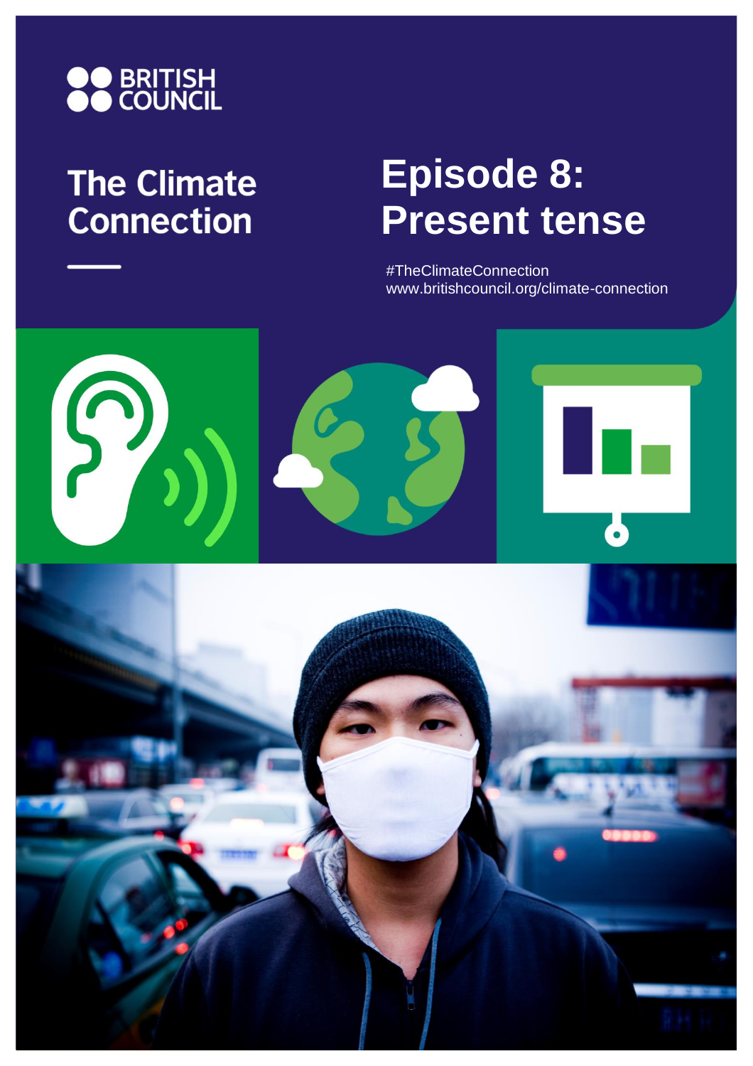BRITISH COUNCIL

# The Climate Connection

# Episode 8: Present tense

#TheClimateConnection
www.britishcouncil.org/climate-connection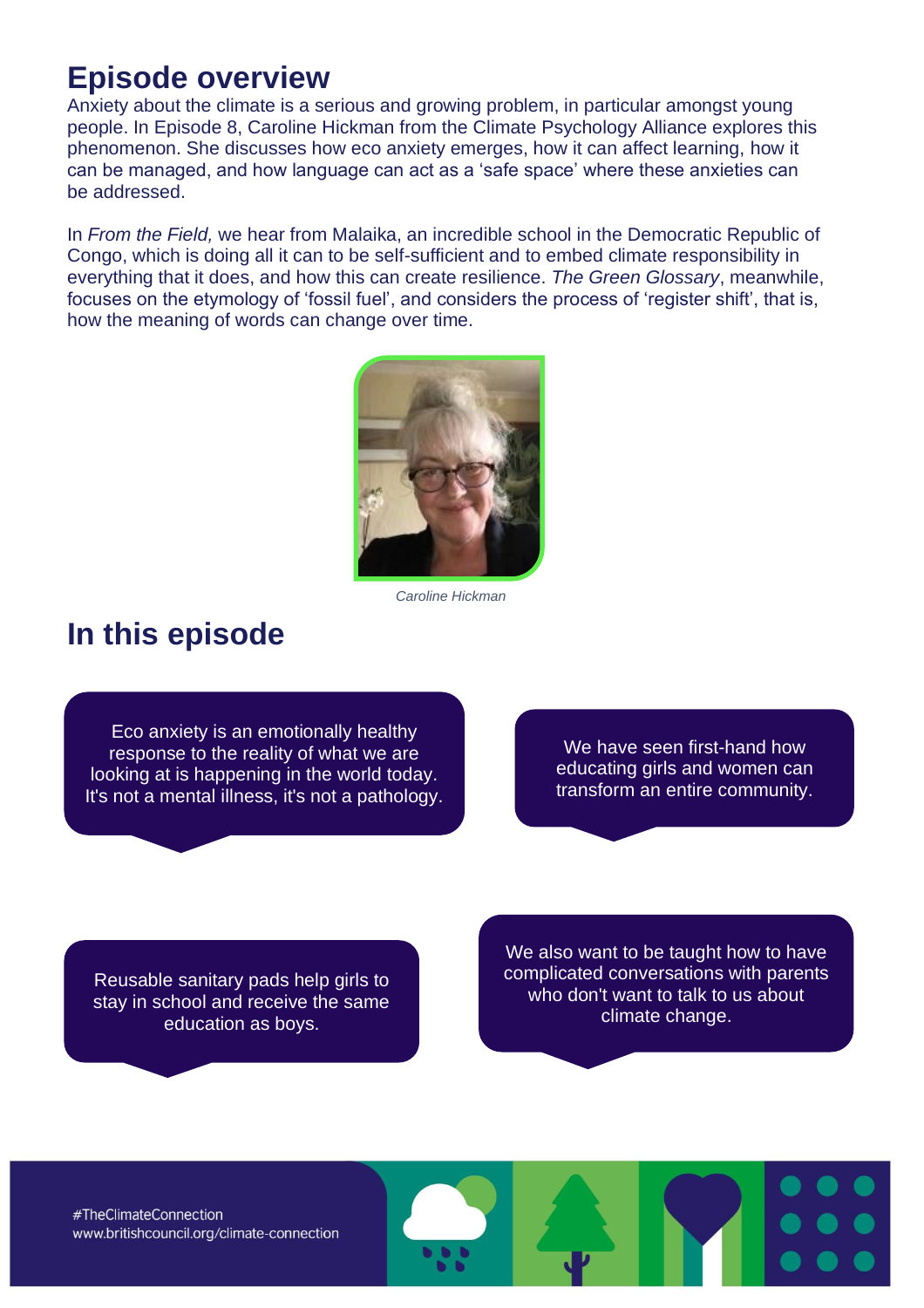## Episode overview

Anxiety about the climate is a serious and growing problem, in particular amongst young people. In Episode 8, Caroline Hickman from the Climate Psychology Alliance explores this phenomenon. She discusses how eco anxiety emerges, how it can affect learning, how it can be managed, and how language can act as a 'safe space' where these anxieties can be addressed.

In *From the Field,* we hear from Malaika, an incredible school in the Democratic Republic of Congo, which is doing all it can to be self-sufficient and to embed climate responsibility in everything that it does, and how this can create resilience. *The Green Glossary*, meanwhile, focuses on the etymology of 'fossil fuel', and considers the process of 'register shift', that is, how the meaning of words can change over time.

*Caroline Hickman*

## In this episode

Eco anxiety is an emotionally healthy response to the reality of what we are looking at is happening in the world today. It's not a mental illness, it's not a pathology.

We have seen first-hand how educating girls and women can transform an entire community.

Reusable sanitary pads help girls to stay in school and receive the same education as boys.

We also want to be taught how to have complicated conversations with parents who don't want to talk to us about climate change.

#TheClimateConnection
www.britishcouncil.org/climate-connection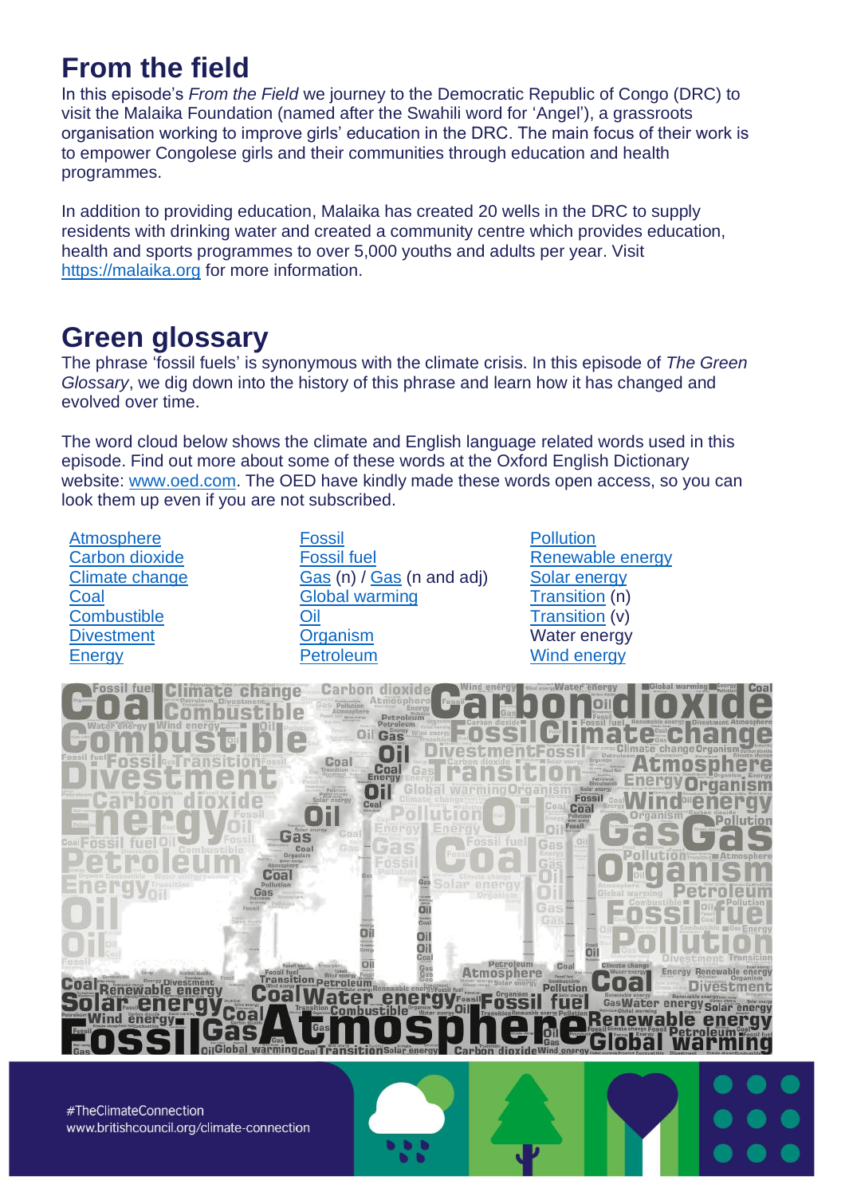## From the field

In this episode's *From the Field* we journey to the Democratic Republic of Congo (DRC) to visit the Malaika Foundation (named after the Swahili word for 'Angel'), a grassroots organisation working to improve girls' education in the DRC. The main focus of their work is to empower Congolese girls and their communities through education and health programmes.

In addition to providing education, Malaika has created 20 wells in the DRC to supply residents with drinking water and created a community centre which provides education, health and sports programmes to over 5,000 youths and adults per year. Visit https://malaika.org for more information.

## Green glossary

The phrase 'fossil fuels' is synonymous with the climate crisis. In this episode of *The Green Glossary*, we dig down into the history of this phrase and learn how it has changed and evolved over time.

The word cloud below shows the climate and English language related words used in this episode. Find out more about some of these words at the Oxford English Dictionary website: www.oed.com. The OED have kindly made these words open access, so you can look them up even if you are not subscribed.

- Atmosphere
- Carbon dioxide
- Climate change
- Coal
- Combustible
- Divestment
- Energy
- Fossil
- Fossil fuel
- Gas (n) / Gas (n and adj)
- Global warming
- Oil
- Organism
- Petroleum
- Pollution
- Renewable energy
- Solar energy
- Transition (n)
- Transition (v)
- Water energy
- Wind energy

#TheClimateConnection
www.britishcouncil.org/climate-connection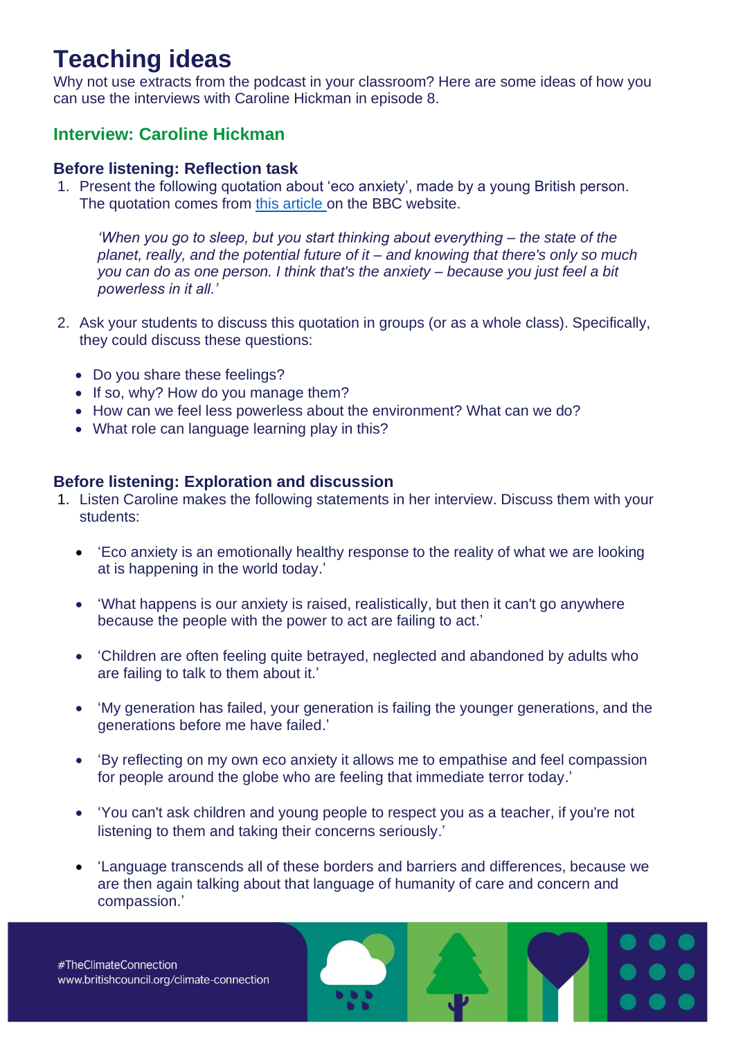# Teaching ideas

Why not use extracts from the podcast in your classroom? Here are some ideas of how you can use the interviews with Caroline Hickman in episode 8.

## Interview: Caroline Hickman

### Before listening: Reflection task

1. Present the following quotation about 'eco anxiety', made by a young British person. The quotation comes from [this article](#) on the BBC website.

   *'When you go to sleep, but you start thinking about everything – the state of the planet, really, and the potential future of it – and knowing that there's only so much you can do as one person. I think that's the anxiety – because you just feel a bit powerless in it all.'*

2. Ask your students to discuss this quotation in groups (or as a whole class). Specifically, they could discuss these questions:

   - Do you share these feelings?
   - If so, why? How do you manage them?
   - How can we feel less powerless about the environment? What can we do?
   - What role can language learning play in this?

### Before listening: Exploration and discussion

1. Listen Caroline makes the following statements in her interview. Discuss them with your students:

   - 'Eco anxiety is an emotionally healthy response to the reality of what we are looking at is happening in the world today.'
   - 'What happens is our anxiety is raised, realistically, but then it can't go anywhere because the people with the power to act are failing to act.'
   - 'Children are often feeling quite betrayed, neglected and abandoned by adults who are failing to talk to them about it.'
   - 'My generation has failed, your generation is failing the younger generations, and the generations before me have failed.'
   - 'By reflecting on my own eco anxiety it allows me to empathise and feel compassion for people around the globe who are feeling that immediate terror today.'
   - 'You can't ask children and young people to respect you as a teacher, if you're not listening to them and taking their concerns seriously.'
   - 'Language transcends all of these borders and barriers and differences, because we are then again talking about that language of humanity of care and concern and compassion.'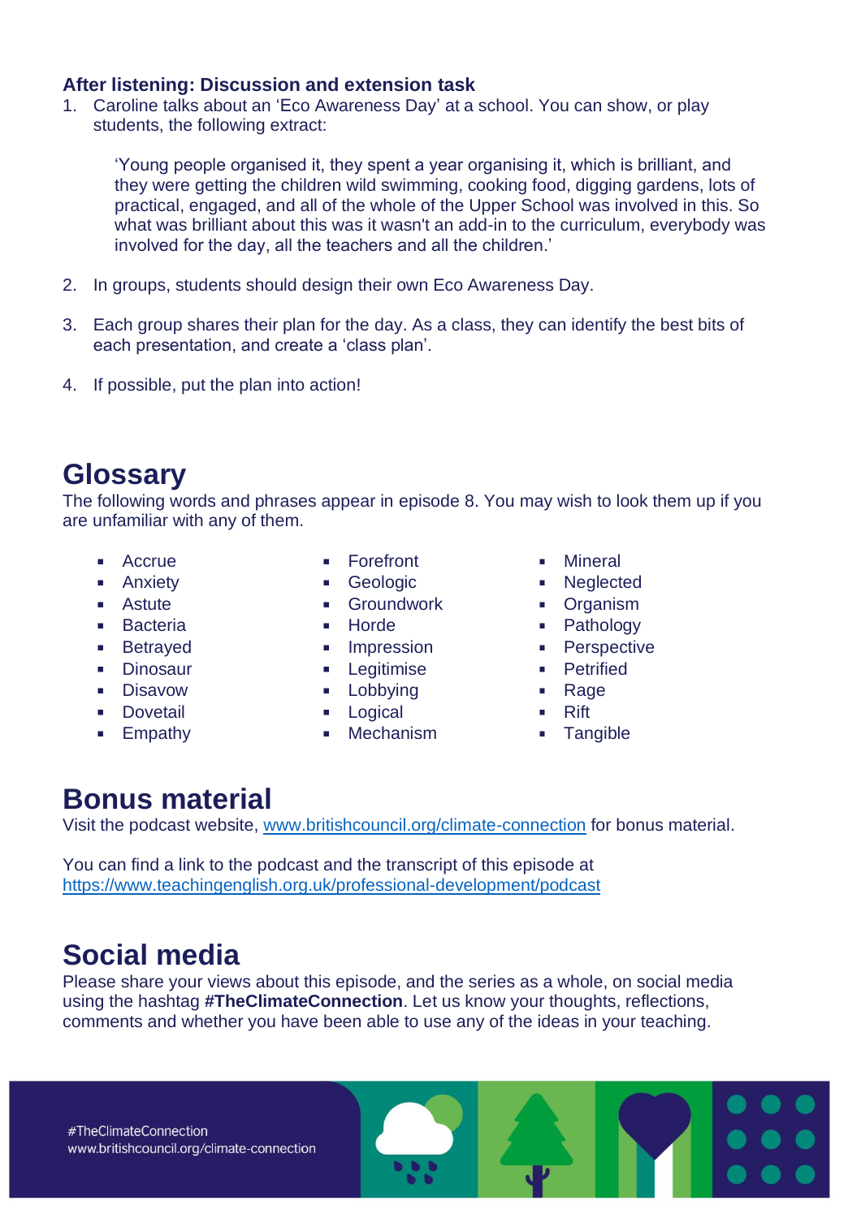**After listening: Discussion and extension task**

1. Caroline talks about an 'Eco Awareness Day' at a school. You can show, or play students, the following extract:

   > 'Young people organised it, they spent a year organising it, which is brilliant, and they were getting the children wild swimming, cooking food, digging gardens, lots of practical, engaged, and all of the whole of the Upper School was involved in this. So what was brilliant about this was it wasn't an add-in to the curriculum, everybody was involved for the day, all the teachers and all the children.'

2. In groups, students should design their own Eco Awareness Day.

3. Each group shares their plan for the day. As a class, they can identify the best bits of each presentation, and create a 'class plan'.

4. If possible, put the plan into action!

# Glossary

The following words and phrases appear in episode 8. You may wish to look them up if you are unfamiliar with any of them.

- Accrue
- Anxiety
- Astute
- Bacteria
- Betrayed
- Dinosaur
- Disavow
- Dovetail
- Empathy
- Forefront
- Geologic
- Groundwork
- Horde
- Impression
- Legitimise
- Lobbying
- Logical
- Mechanism
- Mineral
- Neglected
- Organism
- Pathology
- Perspective
- Petrified
- Rage
- Rift
- Tangible

# Bonus material

Visit the podcast website, [www.britishcouncil.org/climate-connection](www.britishcouncil.org/climate-connection) for bonus material.

You can find a link to the podcast and the transcript of this episode at [https://www.teachingenglish.org.uk/professional-development/podcast](https://www.teachingenglish.org.uk/professional-development/podcast)

# Social media

Please share your views about this episode, and the series as a whole, on social media using the hashtag **#TheClimateConnection**. Let us know your thoughts, reflections, comments and whether you have been able to use any of the ideas in your teaching.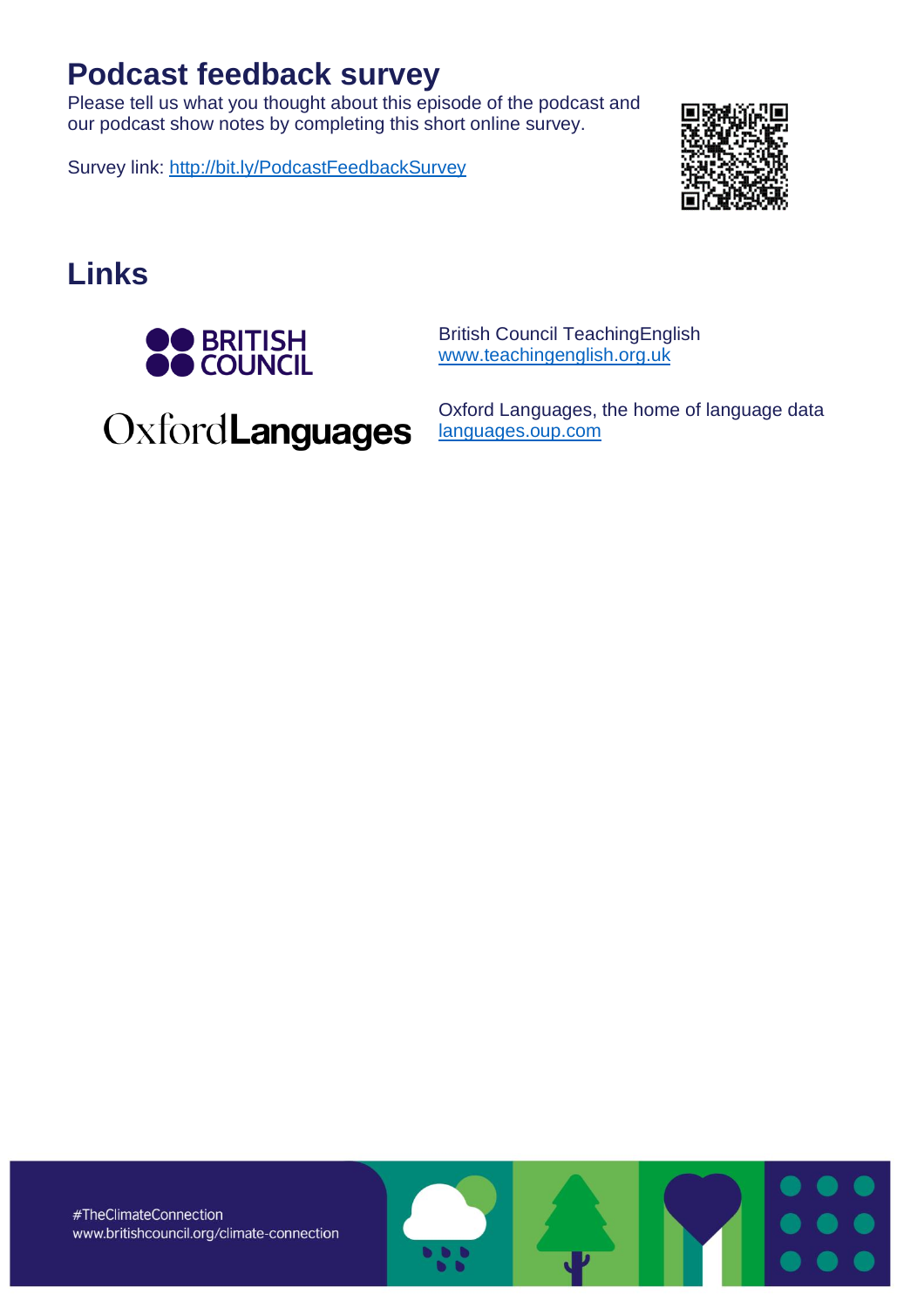## Podcast feedback survey

Please tell us what you thought about this episode of the podcast and our podcast show notes by completing this short online survey.

Survey link: http://bit.ly/PodcastFeedbackSurvey

## Links

British Council TeachingEnglish
www.teachingenglish.org.uk

Oxford Languages, the home of language data
languages.oup.com

#TheClimateConnection
www.britishcouncil.org/climate-connection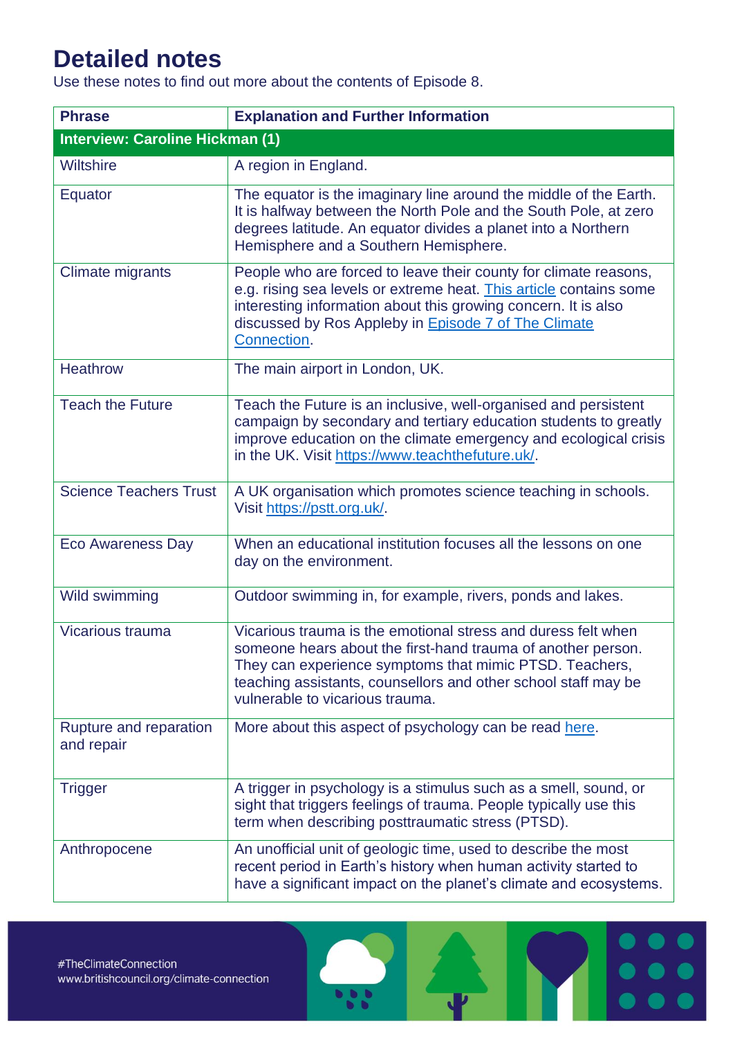# Detailed notes

Use these notes to find out more about the contents of Episode 8.

| Phrase | Explanation and Further Information |
|---|---|
| **Interview: Caroline Hickman (1)** | |
| Wiltshire | A region in England. |
| Equator | The equator is the imaginary line around the middle of the Earth. It is halfway between the North Pole and the South Pole, at zero degrees latitude. An equator divides a planet into a Northern Hemisphere and a Southern Hemisphere. |
| Climate migrants | People who are forced to leave their county for climate reasons, e.g. rising sea levels or extreme heat. This article contains some interesting information about this growing concern. It is also discussed by Ros Appleby in Episode 7 of The Climate Connection. |
| Heathrow | The main airport in London, UK. |
| Teach the Future | Teach the Future is an inclusive, well-organised and persistent campaign by secondary and tertiary education students to greatly improve education on the climate emergency and ecological crisis in the UK. Visit https://www.teachthefuture.uk/. |
| Science Teachers Trust | A UK organisation which promotes science teaching in schools. Visit https://pstt.org.uk/. |
| Eco Awareness Day | When an educational institution focuses all the lessons on one day on the environment. |
| Wild swimming | Outdoor swimming in, for example, rivers, ponds and lakes. |
| Vicarious trauma | Vicarious trauma is the emotional stress and duress felt when someone hears about the first-hand trauma of another person. They can experience symptoms that mimic PTSD. Teachers, teaching assistants, counsellors and other school staff may be vulnerable to vicarious trauma. |
| Rupture and reparation and repair | More about this aspect of psychology can be read here. |
| Trigger | A trigger in psychology is a stimulus such as a smell, sound, or sight that triggers feelings of trauma. People typically use this term when describing posttraumatic stress (PTSD). |
| Anthropocene | An unofficial unit of geologic time, used to describe the most recent period in Earth's history when human activity started to have a significant impact on the planet's climate and ecosystems. |

#TheClimateConnection
www.britishcouncil.org/climate-connection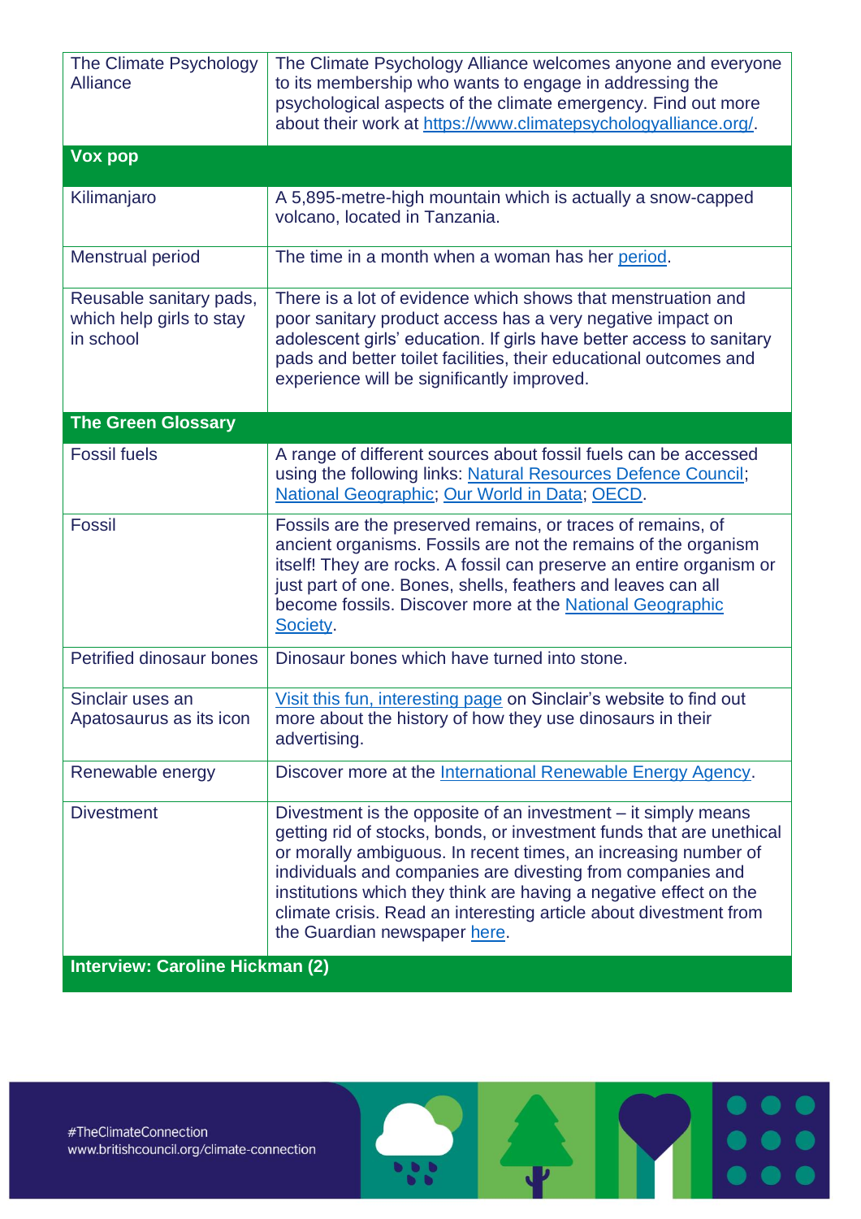| | |
|---|---|
| The Climate Psychology Alliance | The Climate Psychology Alliance welcomes anyone and everyone to its membership who wants to engage in addressing the psychological aspects of the climate emergency. Find out more about their work at https://www.climatepsychologyalliance.org/. |
| **Vox pop** | |
| Kilimanjaro | A 5,895-metre-high mountain which is actually a snow-capped volcano, located in Tanzania. |
| Menstrual period | The time in a month when a woman has her period. |
| Reusable sanitary pads, which help girls to stay in school | There is a lot of evidence which shows that menstruation and poor sanitary product access has a very negative impact on adolescent girls' education. If girls have better access to sanitary pads and better toilet facilities, their educational outcomes and experience will be significantly improved. |
| **The Green Glossary** | |
| Fossil fuels | A range of different sources about fossil fuels can be accessed using the following links: Natural Resources Defence Council; National Geographic; Our World in Data; OECD. |
| Fossil | Fossils are the preserved remains, or traces of remains, of ancient organisms. Fossils are not the remains of the organism itself! They are rocks. A fossil can preserve an entire organism or just part of one. Bones, shells, feathers and leaves can all become fossils. Discover more at the National Geographic Society. |
| Petrified dinosaur bones | Dinosaur bones which have turned into stone. |
| Sinclair uses an Apatosaurus as its icon | Visit this fun, interesting page on Sinclair's website to find out more about the history of how they use dinosaurs in their advertising. |
| Renewable energy | Discover more at the International Renewable Energy Agency. |
| Divestment | Divestment is the opposite of an investment – it simply means getting rid of stocks, bonds, or investment funds that are unethical or morally ambiguous. In recent times, an increasing number of individuals and companies are divesting from companies and institutions which they think are having a negative effect on the climate crisis. Read an interesting article about divestment from the Guardian newspaper here. |
| **Interview: Caroline Hickman (2)** | |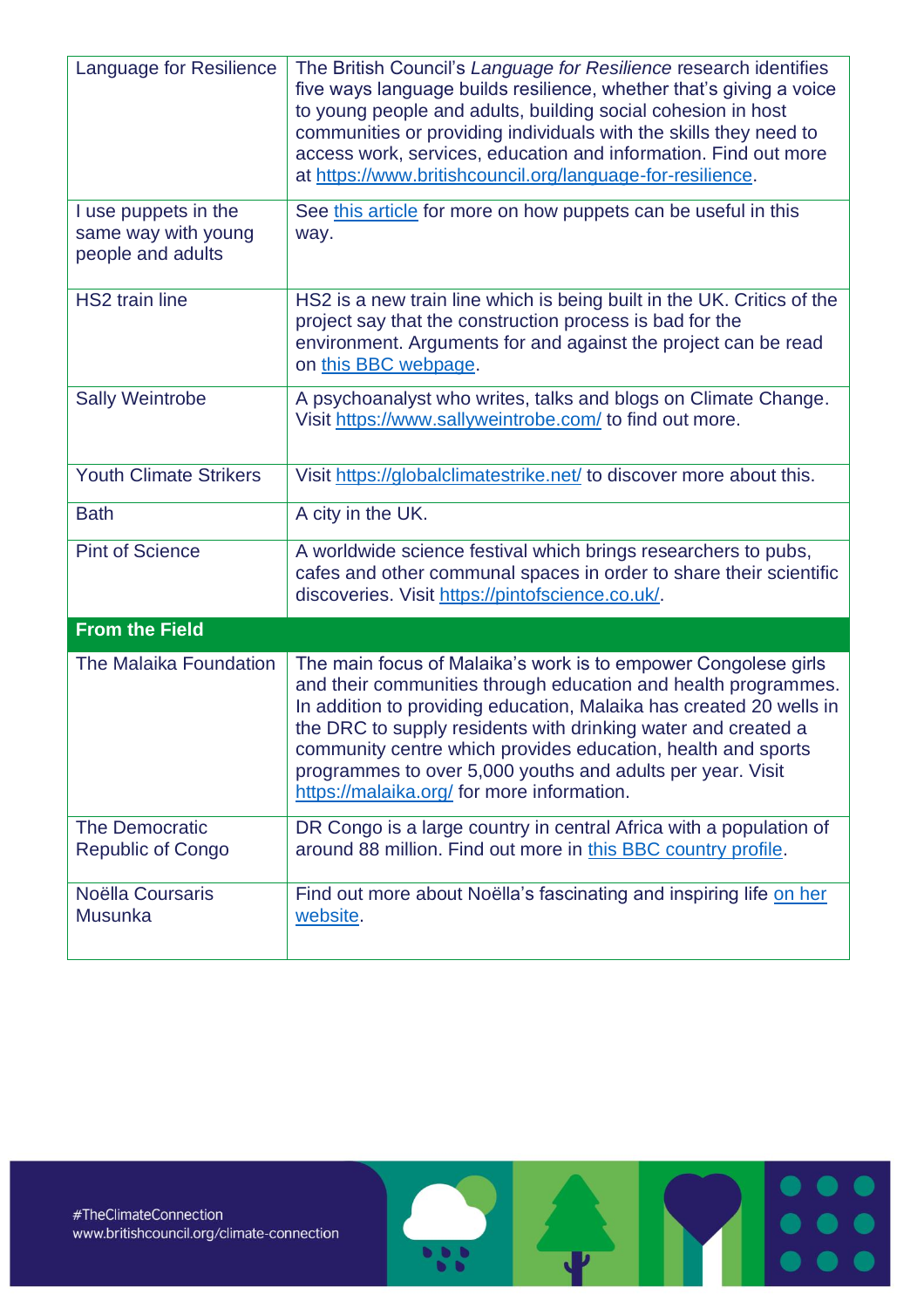| | |
|---|---|
| Language for Resilience | The British Council's *Language for Resilience* research identifies five ways language builds resilience, whether that's giving a voice to young people and adults, building social cohesion in host communities or providing individuals with the skills they need to access work, services, education and information. Find out more at https://www.britishcouncil.org/language-for-resilience. |
| I use puppets in the same way with young people and adults | See this article for more on how puppets can be useful in this way. |
| HS2 train line | HS2 is a new train line which is being built in the UK. Critics of the project say that the construction process is bad for the environment. Arguments for and against the project can be read on this BBC webpage. |
| Sally Weintrobe | A psychoanalyst who writes, talks and blogs on Climate Change. Visit https://www.sallyweintrobe.com/ to find out more. |
| Youth Climate Strikers | Visit https://globalclimatestrike.net/ to discover more about this. |
| Bath | A city in the UK. |
| Pint of Science | A worldwide science festival which brings researchers to pubs, cafes and other communal spaces in order to share their scientific discoveries. Visit https://pintofscience.co.uk/. |
| **From the Field** | |
| The Malaika Foundation | The main focus of Malaika's work is to empower Congolese girls and their communities through education and health programmes. In addition to providing education, Malaika has created 20 wells in the DRC to supply residents with drinking water and created a community centre which provides education, health and sports programmes to over 5,000 youths and adults per year. Visit https://malaika.org/ for more information. |
| The Democratic Republic of Congo | DR Congo is a large country in central Africa with a population of around 88 million. Find out more in this BBC country profile. |
| Noëlla Coursaris Musunka | Find out more about Noëlla's fascinating and inspiring life on her website. |

#TheClimateConnection
www.britishcouncil.org/climate-connection